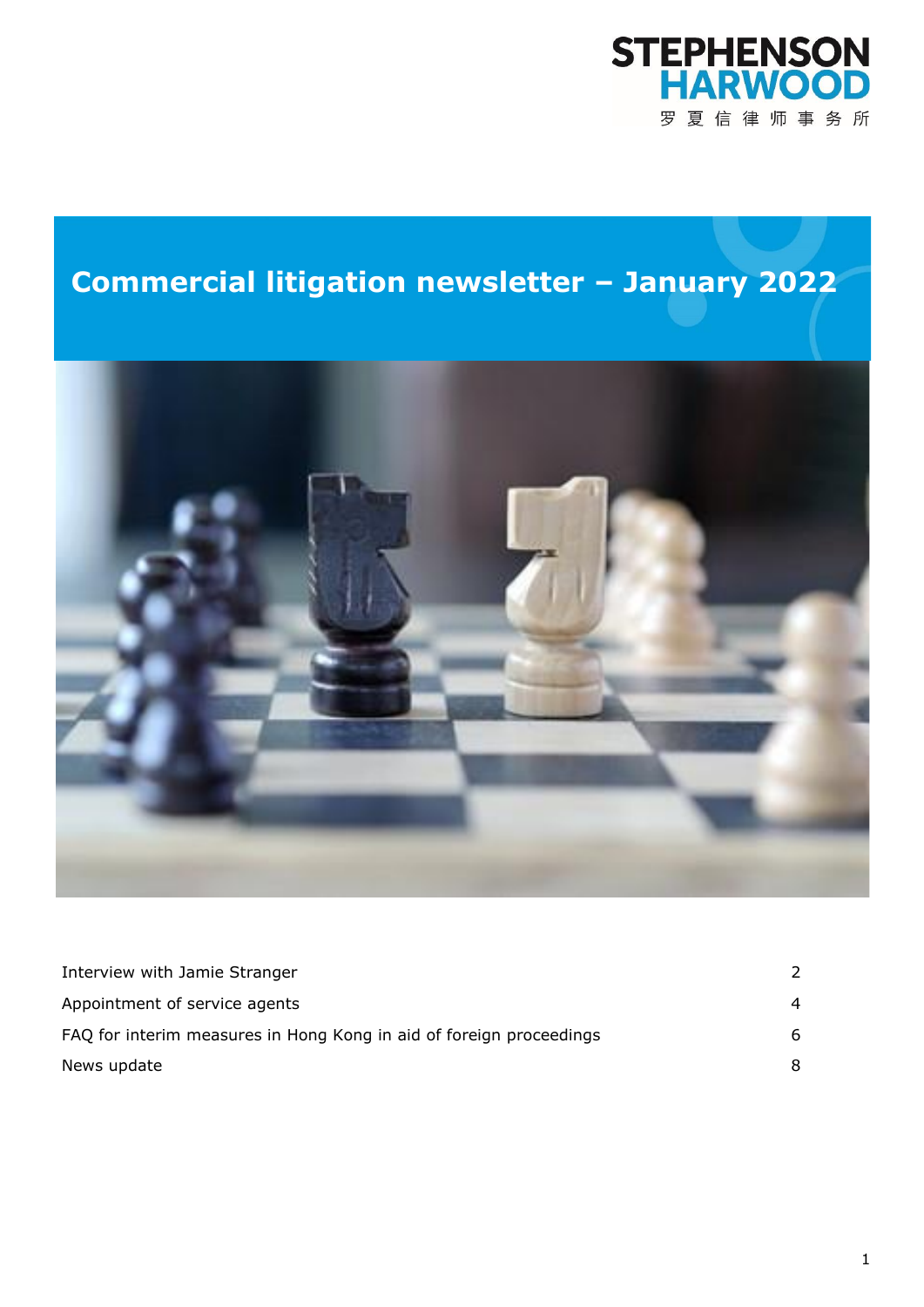STEPHENSON HARWOOD

罗夏信律师事务所

# Commercial litigation newsletter – January 2022

| | |
|---|---|
| Interview with Jamie Stranger | 2 |
| Appointment of service agents | 4 |
| FAQ for interim measures in Hong Kong in aid of foreign proceedings | 6 |
| News update | 8 |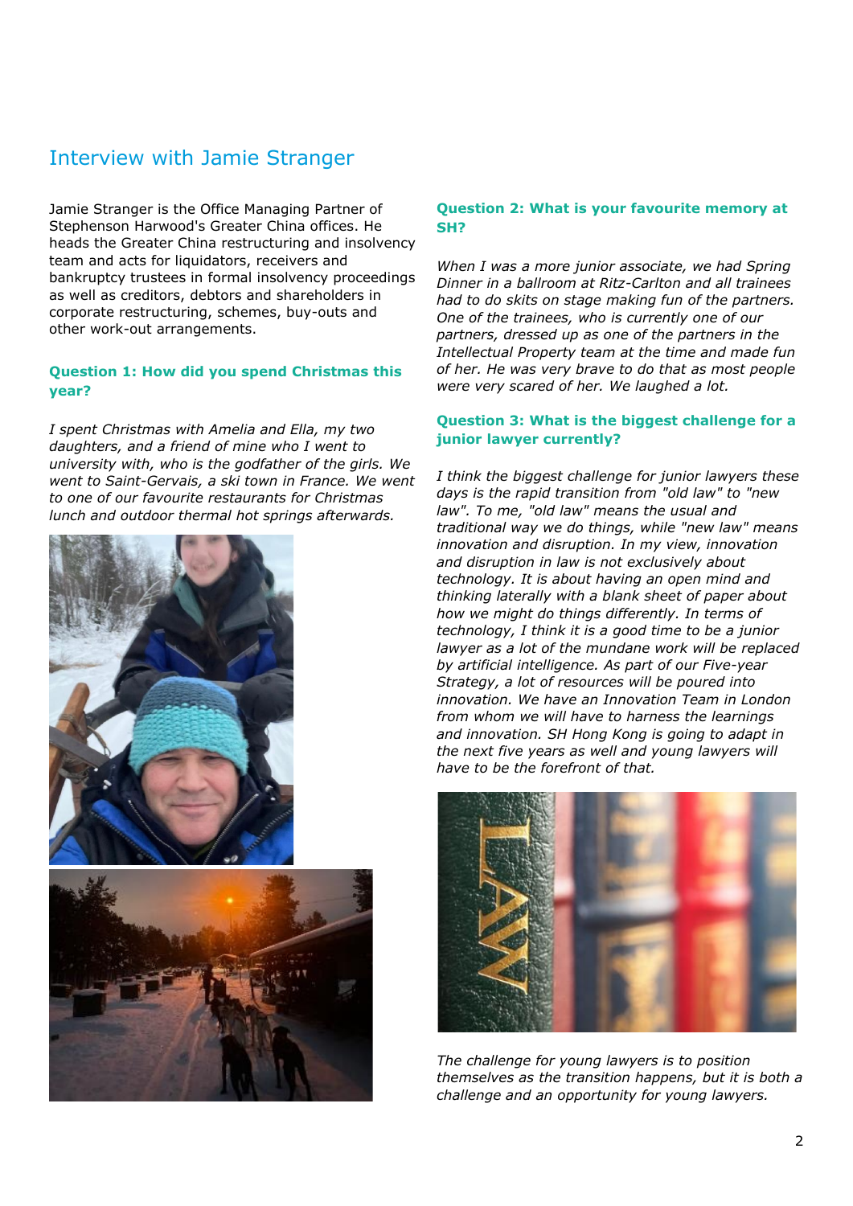## Interview with Jamie Stranger

Jamie Stranger is the Office Managing Partner of Stephenson Harwood's Greater China offices. He heads the Greater China restructuring and insolvency team and acts for liquidators, receivers and bankruptcy trustees in formal insolvency proceedings as well as creditors, debtors and shareholders in corporate restructuring, schemes, buy-outs and other work-out arrangements.

### Question 1: How did you spend Christmas this year?

*I spent Christmas with Amelia and Ella, my two daughters, and a friend of mine who I went to university with, who is the godfather of the girls. We went to Saint-Gervais, a ski town in France. We went to one of our favourite restaurants for Christmas lunch and outdoor thermal hot springs afterwards.*

### Question 2: What is your favourite memory at SH?

*When I was a more junior associate, we had Spring Dinner in a ballroom at Ritz-Carlton and all trainees had to do skits on stage making fun of the partners. One of the trainees, who is currently one of our partners, dressed up as one of the partners in the Intellectual Property team at the time and made fun of her. He was very brave to do that as most people were very scared of her. We laughed a lot.*

### Question 3: What is the biggest challenge for a junior lawyer currently?

*I think the biggest challenge for junior lawyers these days is the rapid transition from "old law" to "new law". To me, "old law" means the usual and traditional way we do things, while "new law" means innovation and disruption. In my view, innovation and disruption in law is not exclusively about technology. It is about having an open mind and thinking laterally with a blank sheet of paper about how we might do things differently. In terms of technology, I think it is a good time to be a junior lawyer as a lot of the mundane work will be replaced by artificial intelligence. As part of our Five-year Strategy, a lot of resources will be poured into innovation. We have an Innovation Team in London from whom we will have to harness the learnings and innovation. SH Hong Kong is going to adapt in the next five years as well and young lawyers will have to be the forefront of that.*

*The challenge for young lawyers is to position themselves as the transition happens, but it is both a challenge and an opportunity for young lawyers.*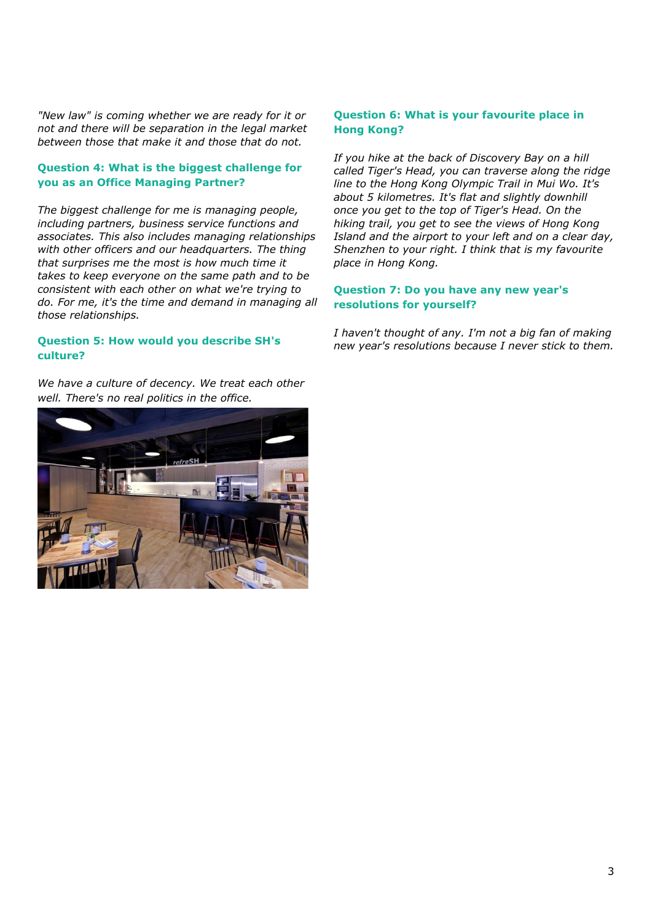*"New law" is coming whether we are ready for it or not and there will be separation in the legal market between those that make it and those that do not.*

### Question 4: What is the biggest challenge for you as an Office Managing Partner?

*The biggest challenge for me is managing people, including partners, business service functions and associates. This also includes managing relationships with other officers and our headquarters. The thing that surprises me the most is how much time it takes to keep everyone on the same path and to be consistent with each other on what we're trying to do. For me, it's the time and demand in managing all those relationships.*

### Question 5: How would you describe SH's culture?

*We have a culture of decency. We treat each other well. There's no real politics in the office.*

### Question 6: What is your favourite place in Hong Kong?

*If you hike at the back of Discovery Bay on a hill called Tiger's Head, you can traverse along the ridge line to the Hong Kong Olympic Trail in Mui Wo. It's about 5 kilometres. It's flat and slightly downhill once you get to the top of Tiger's Head. On the hiking trail, you get to see the views of Hong Kong Island and the airport to your left and on a clear day, Shenzhen to your right. I think that is my favourite place in Hong Kong.*

### Question 7: Do you have any new year's resolutions for yourself?

*I haven't thought of any. I'm not a big fan of making new year's resolutions because I never stick to them.*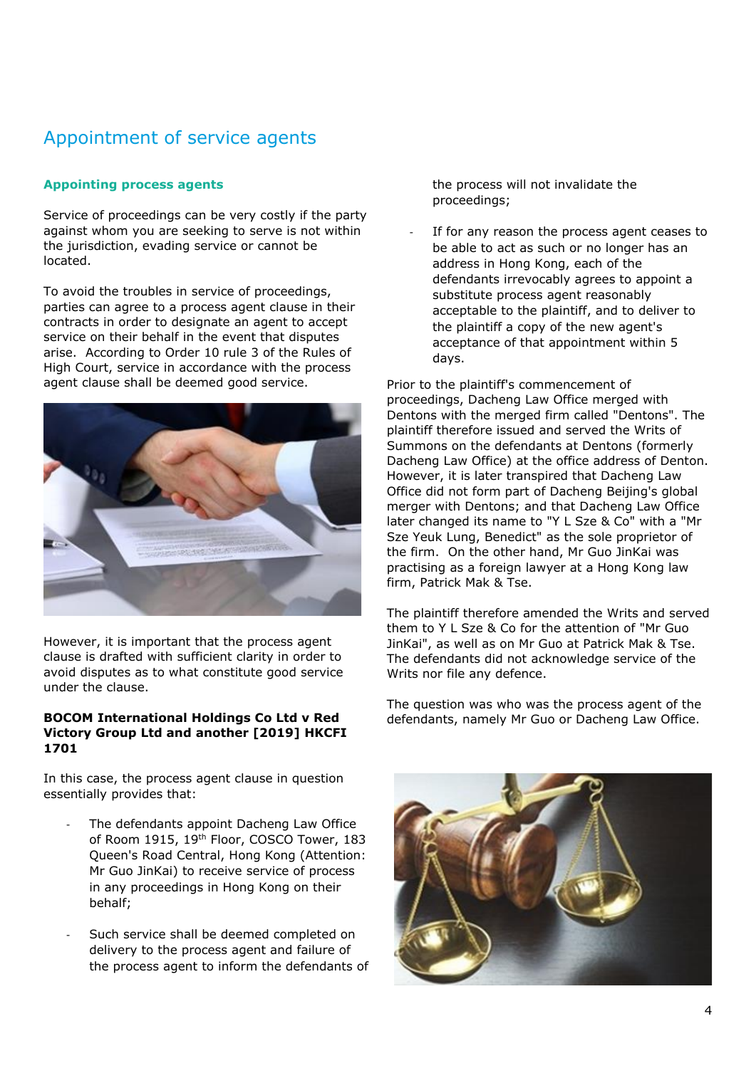# Appointment of service agents

### Appointing process agents

Service of proceedings can be very costly if the party against whom you are seeking to serve is not within the jurisdiction, evading service or cannot be located.

To avoid the troubles in service of proceedings, parties can agree to a process agent clause in their contracts in order to designate an agent to accept service on their behalf in the event that disputes arise. According to Order 10 rule 3 of the Rules of High Court, service in accordance with the process agent clause shall be deemed good service.

However, it is important that the process agent clause is drafted with sufficient clarity in order to avoid disputes as to what constitute good service under the clause.

**BOCOM International Holdings Co Ltd v Red Victory Group Ltd and another [2019] HKCFI 1701**

In this case, the process agent clause in question essentially provides that:

- The defendants appoint Dacheng Law Office of Room 1915, 19th Floor, COSCO Tower, 183 Queen's Road Central, Hong Kong (Attention: Mr Guo JinKai) to receive service of process in any proceedings in Hong Kong on their behalf;
- Such service shall be deemed completed on delivery to the process agent and failure of the process agent to inform the defendants of the process will not invalidate the proceedings;
- If for any reason the process agent ceases to be able to act as such or no longer has an address in Hong Kong, each of the defendants irrevocably agrees to appoint a substitute process agent reasonably acceptable to the plaintiff, and to deliver to the plaintiff a copy of the new agent's acceptance of that appointment within 5 days.

Prior to the plaintiff's commencement of proceedings, Dacheng Law Office merged with Dentons with the merged firm called "Dentons". The plaintiff therefore issued and served the Writs of Summons on the defendants at Dentons (formerly Dacheng Law Office) at the office address of Denton. However, it is later transpired that Dacheng Law Office did not form part of Dacheng Beijing's global merger with Dentons; and that Dacheng Law Office later changed its name to "Y L Sze & Co" with a "Mr Sze Yeuk Lung, Benedict" as the sole proprietor of the firm. On the other hand, Mr Guo JinKai was practising as a foreign lawyer at a Hong Kong law firm, Patrick Mak & Tse.

The plaintiff therefore amended the Writs and served them to Y L Sze & Co for the attention of "Mr Guo JinKai", as well as on Mr Guo at Patrick Mak & Tse. The defendants did not acknowledge service of the Writs nor file any defence.

The question was who was the process agent of the defendants, namely Mr Guo or Dacheng Law Office.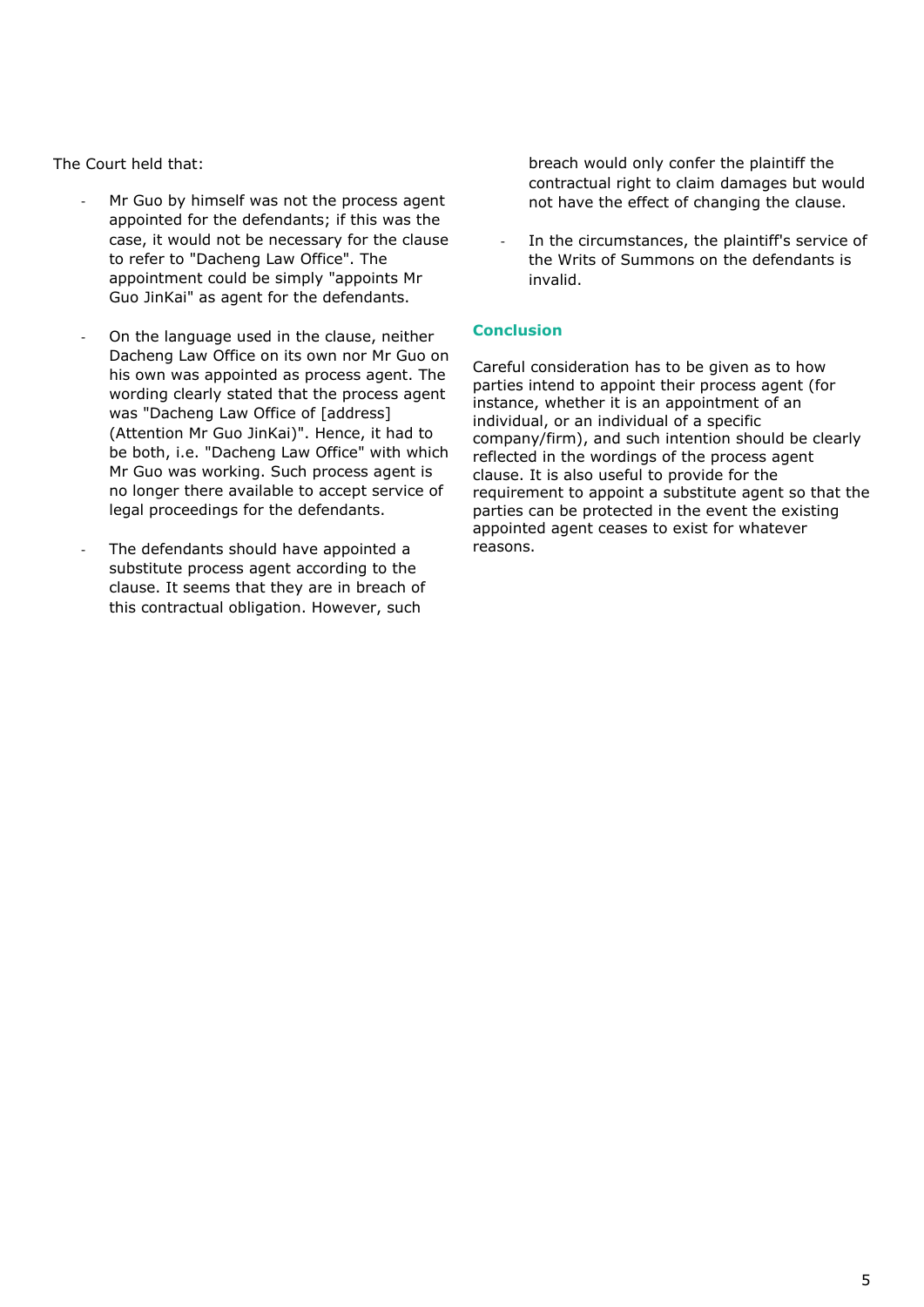The Court held that:

- Mr Guo by himself was not the process agent appointed for the defendants; if this was the case, it would not be necessary for the clause to refer to "Dacheng Law Office". The appointment could be simply "appoints Mr Guo JinKai" as agent for the defendants.

- On the language used in the clause, neither Dacheng Law Office on its own nor Mr Guo on his own was appointed as process agent. The wording clearly stated that the process agent was "Dacheng Law Office of [address] (Attention Mr Guo JinKai)". Hence, it had to be both, i.e. "Dacheng Law Office" with which Mr Guo was working. Such process agent is no longer there available to accept service of legal proceedings for the defendants.

- The defendants should have appointed a substitute process agent according to the clause. It seems that they are in breach of this contractual obligation. However, such breach would only confer the plaintiff the contractual right to claim damages but would not have the effect of changing the clause.

- In the circumstances, the plaintiff's service of the Writs of Summons on the defendants is invalid.

## Conclusion

Careful consideration has to be given as to how parties intend to appoint their process agent (for instance, whether it is an appointment of an individual, or an individual of a specific company/firm), and such intention should be clearly reflected in the wordings of the process agent clause. It is also useful to provide for the requirement to appoint a substitute agent so that the parties can be protected in the event the existing appointed agent ceases to exist for whatever reasons.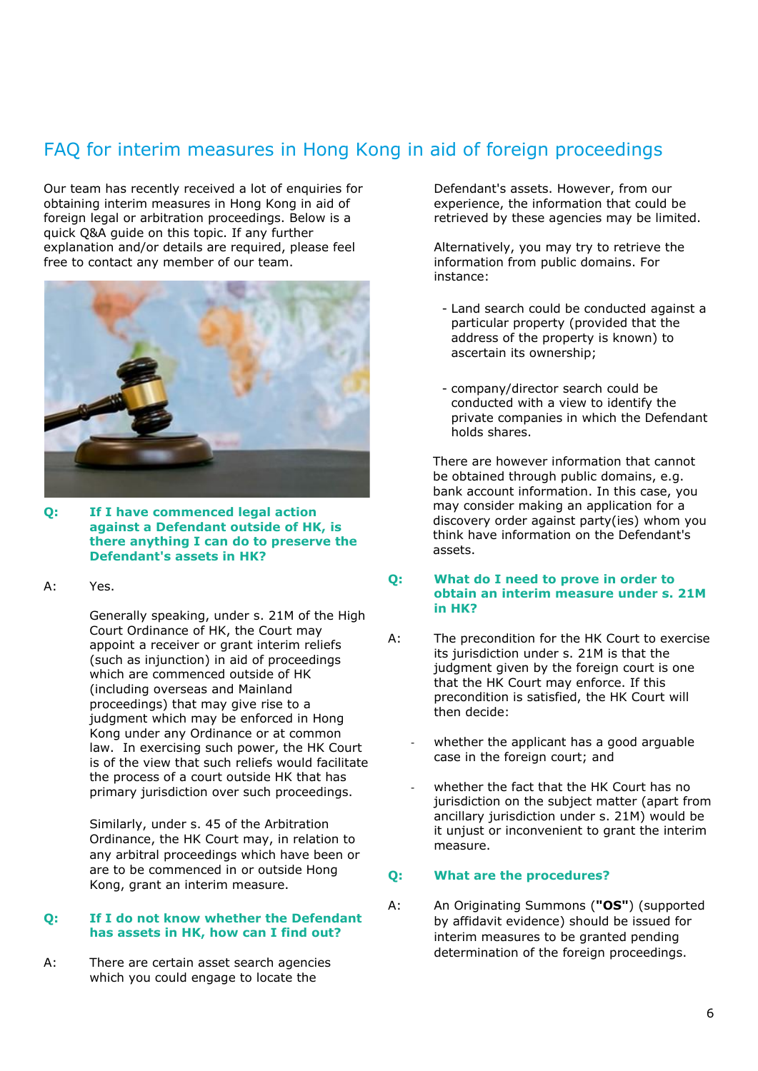## FAQ for interim measures in Hong Kong in aid of foreign proceedings

Our team has recently received a lot of enquiries for obtaining interim measures in Hong Kong in aid of foreign legal or arbitration proceedings. Below is a quick Q&A guide on this topic. If any further explanation and/or details are required, please feel free to contact any member of our team.

**Q: If I have commenced legal action against a Defendant outside of HK, is there anything I can do to preserve the Defendant's assets in HK?**

A: Yes.

Generally speaking, under s. 21M of the High Court Ordinance of HK, the Court may appoint a receiver or grant interim reliefs (such as injunction) in aid of proceedings which are commenced outside of HK (including overseas and Mainland proceedings) that may give rise to a judgment which may be enforced in Hong Kong under any Ordinance or at common law. In exercising such power, the HK Court is of the view that such reliefs would facilitate the process of a court outside HK that has primary jurisdiction over such proceedings.

Similarly, under s. 45 of the Arbitration Ordinance, the HK Court may, in relation to any arbitral proceedings which have been or are to be commenced in or outside Hong Kong, grant an interim measure.

**Q: If I do not know whether the Defendant has assets in HK, how can I find out?**

A: There are certain asset search agencies which you could engage to locate the Defendant's assets. However, from our experience, the information that could be retrieved by these agencies may be limited.

Alternatively, you may try to retrieve the information from public domains. For instance:

- Land search could be conducted against a particular property (provided that the address of the property is known) to ascertain its ownership;
- company/director search could be conducted with a view to identify the private companies in which the Defendant holds shares.

There are however information that cannot be obtained through public domains, e.g. bank account information. In this case, you may consider making an application for a discovery order against party(ies) whom you think have information on the Defendant's assets.

**Q: What do I need to prove in order to obtain an interim measure under s. 21M in HK?**

A: The precondition for the HK Court to exercise its jurisdiction under s. 21M is that the judgment given by the foreign court is one that the HK Court may enforce. If this precondition is satisfied, the HK Court will then decide:

- whether the applicant has a good arguable case in the foreign court; and
- whether the fact that the HK Court has no jurisdiction on the subject matter (apart from ancillary jurisdiction under s. 21M) would be it unjust or inconvenient to grant the interim measure.

**Q: What are the procedures?**

A: An Originating Summons (**"OS"**) (supported by affidavit evidence) should be issued for interim measures to be granted pending determination of the foreign proceedings.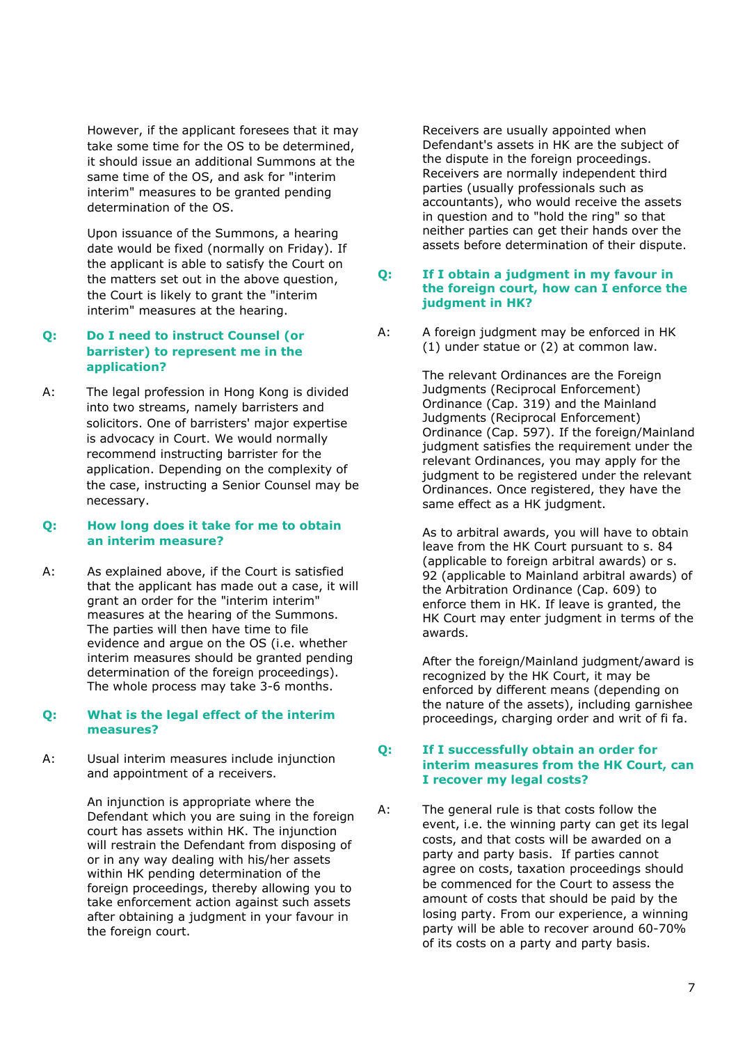However, if the applicant foresees that it may take some time for the OS to be determined, it should issue an additional Summons at the same time of the OS, and ask for "interim interim" measures to be granted pending determination of the OS.

Upon issuance of the Summons, a hearing date would be fixed (normally on Friday). If the applicant is able to satisfy the Court on the matters set out in the above question, the Court is likely to grant the "interim interim" measures at the hearing.

**Q: Do I need to instruct Counsel (or barrister) to represent me in the application?**

A: The legal profession in Hong Kong is divided into two streams, namely barristers and solicitors. One of barristers' major expertise is advocacy in Court. We would normally recommend instructing barrister for the application. Depending on the complexity of the case, instructing a Senior Counsel may be necessary.

**Q: How long does it take for me to obtain an interim measure?**

A: As explained above, if the Court is satisfied that the applicant has made out a case, it will grant an order for the "interim interim" measures at the hearing of the Summons. The parties will then have time to file evidence and argue on the OS (i.e. whether interim measures should be granted pending determination of the foreign proceedings). The whole process may take 3-6 months.

**Q: What is the legal effect of the interim measures?**

A: Usual interim measures include injunction and appointment of a receivers.

An injunction is appropriate where the Defendant which you are suing in the foreign court has assets within HK. The injunction will restrain the Defendant from disposing of or in any way dealing with his/her assets within HK pending determination of the foreign proceedings, thereby allowing you to take enforcement action against such assets after obtaining a judgment in your favour in the foreign court.

Receivers are usually appointed when Defendant's assets in HK are the subject of the dispute in the foreign proceedings. Receivers are normally independent third parties (usually professionals such as accountants), who would receive the assets in question and to "hold the ring" so that neither parties can get their hands over the assets before determination of their dispute.

**Q: If I obtain a judgment in my favour in the foreign court, how can I enforce the judgment in HK?**

A: A foreign judgment may be enforced in HK (1) under statue or (2) at common law.

The relevant Ordinances are the Foreign Judgments (Reciprocal Enforcement) Ordinance (Cap. 319) and the Mainland Judgments (Reciprocal Enforcement) Ordinance (Cap. 597). If the foreign/Mainland judgment satisfies the requirement under the relevant Ordinances, you may apply for the judgment to be registered under the relevant Ordinances. Once registered, they have the same effect as a HK judgment.

As to arbitral awards, you will have to obtain leave from the HK Court pursuant to s. 84 (applicable to foreign arbitral awards) or s. 92 (applicable to Mainland arbitral awards) of the Arbitration Ordinance (Cap. 609) to enforce them in HK. If leave is granted, the HK Court may enter judgment in terms of the awards.

After the foreign/Mainland judgment/award is recognized by the HK Court, it may be enforced by different means (depending on the nature of the assets), including garnishee proceedings, charging order and writ of fi fa.

**Q: If I successfully obtain an order for interim measures from the HK Court, can I recover my legal costs?**

A: The general rule is that costs follow the event, i.e. the winning party can get its legal costs, and that costs will be awarded on a party and party basis. If parties cannot agree on costs, taxation proceedings should be commenced for the Court to assess the amount of costs that should be paid by the losing party. From our experience, a winning party will be able to recover around 60-70% of its costs on a party and party basis.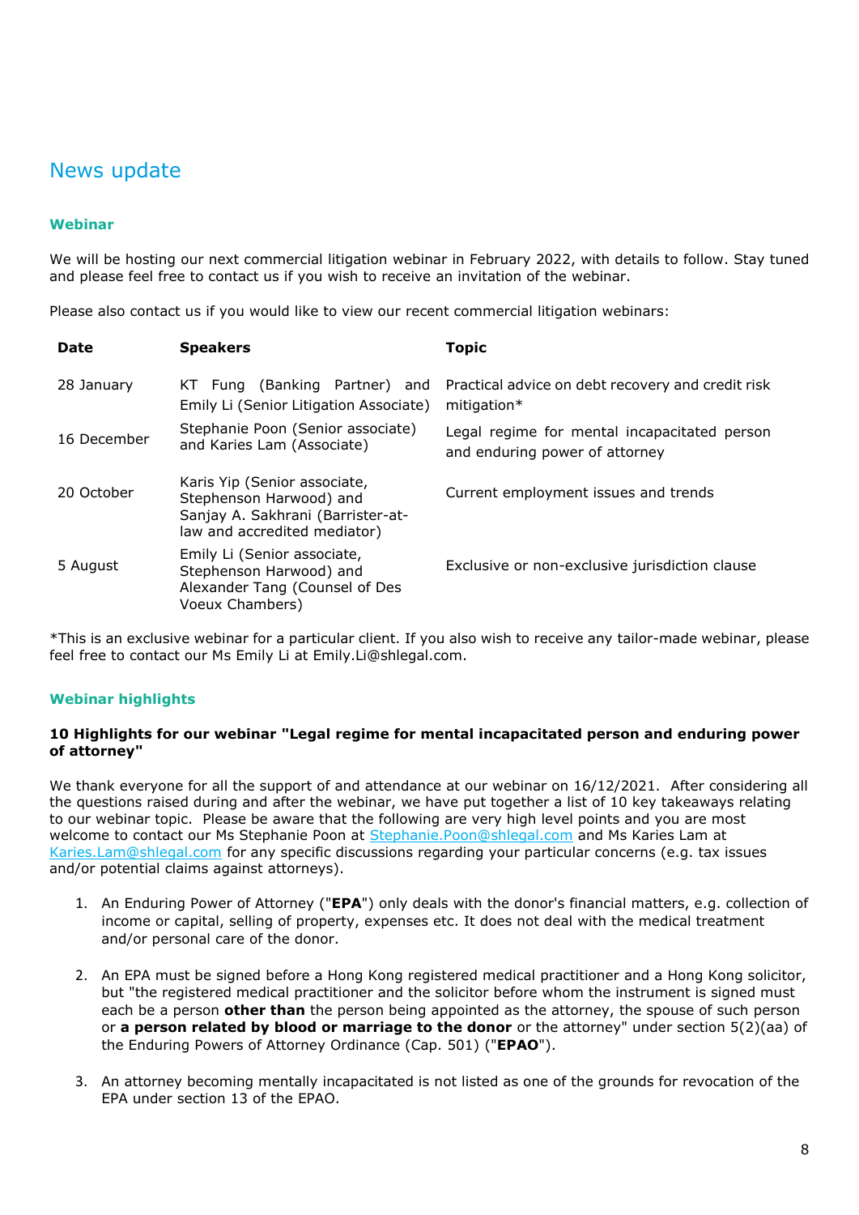# News update

## Webinar

We will be hosting our next commercial litigation webinar in February 2022, with details to follow. Stay tuned and please feel free to contact us if you wish to receive an invitation of the webinar.

Please also contact us if you would like to view our recent commercial litigation webinars:

| Date | Speakers | Topic |
|---|---|---|
| 28 January | KT Fung (Banking Partner) and Emily Li (Senior Litigation Associate) | Practical advice on debt recovery and credit risk mitigation* |
| 16 December | Stephanie Poon (Senior associate) and Karies Lam (Associate) | Legal regime for mental incapacitated person and enduring power of attorney |
| 20 October | Karis Yip (Senior associate, Stephenson Harwood) and Sanjay A. Sakhrani (Barrister-at-law and accredited mediator) | Current employment issues and trends |
| 5 August | Emily Li (Senior associate, Stephenson Harwood) and Alexander Tang (Counsel of Des Voeux Chambers) | Exclusive or non-exclusive jurisdiction clause |

*This is an exclusive webinar for a particular client. If you also wish to receive any tailor-made webinar, please feel free to contact our Ms Emily Li at Emily.Li@shlegal.com.

## Webinar highlights

### 10 Highlights for our webinar "Legal regime for mental incapacitated person and enduring power of attorney"

We thank everyone for all the support of and attendance at our webinar on 16/12/2021. After considering all the questions raised during and after the webinar, we have put together a list of 10 key takeaways relating to our webinar topic. Please be aware that the following are very high level points and you are most welcome to contact our Ms Stephanie Poon at Stephanie.Poon@shlegal.com and Ms Karies Lam at Karies.Lam@shlegal.com for any specific discussions regarding your particular concerns (e.g. tax issues and/or potential claims against attorneys).

1. An Enduring Power of Attorney ("**EPA**") only deals with the donor's financial matters, e.g. collection of income or capital, selling of property, expenses etc. It does not deal with the medical treatment and/or personal care of the donor.

2. An EPA must be signed before a Hong Kong registered medical practitioner and a Hong Kong solicitor, but "the registered medical practitioner and the solicitor before whom the instrument is signed must each be a person **other than** the person being appointed as the attorney, the spouse of such person or **a person related by blood or marriage to the donor** or the attorney" under section 5(2)(aa) of the Enduring Powers of Attorney Ordinance (Cap. 501) ("**EPAO**").

3. An attorney becoming mentally incapacitated is not listed as one of the grounds for revocation of the EPA under section 13 of the EPAO.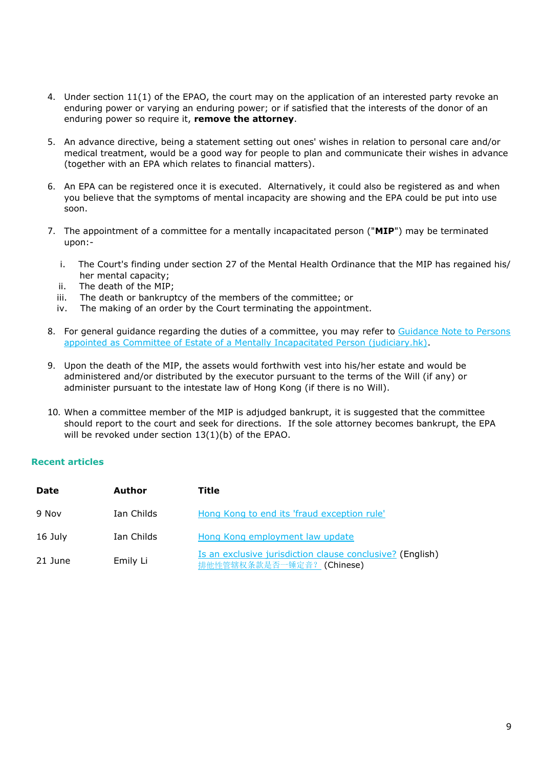4. Under section 11(1) of the EPAO, the court may on the application of an interested party revoke an enduring power or varying an enduring power; or if satisfied that the interests of the donor of an enduring power so require it, **remove the attorney**.

5. An advance directive, being a statement setting out ones' wishes in relation to personal care and/or medical treatment, would be a good way for people to plan and communicate their wishes in advance (together with an EPA which relates to financial matters).

6. An EPA can be registered once it is executed. Alternatively, it could also be registered as and when you believe that the symptoms of mental incapacity are showing and the EPA could be put into use soon.

7. The appointment of a committee for a mentally incapacitated person ("**MIP**") may be terminated upon:-

   i. The Court's finding under section 27 of the Mental Health Ordinance that the MIP has regained his/ her mental capacity;
   ii. The death of the MIP;
   iii. The death or bankruptcy of the members of the committee; or
   iv. The making of an order by the Court terminating the appointment.

8. For general guidance regarding the duties of a committee, you may refer to [Guidance Note to Persons appointed as Committee of Estate of a Mentally Incapacitated Person (judiciary.hk)](#).

9. Upon the death of the MIP, the assets would forthwith vest into his/her estate and would be administered and/or distributed by the executor pursuant to the terms of the Will (if any) or administer pursuant to the intestate law of Hong Kong (if there is no Will).

10. When a committee member of the MIP is adjudged bankrupt, it is suggested that the committee should report to the court and seek for directions. If the sole attorney becomes bankrupt, the EPA will be revoked under section 13(1)(b) of the EPAO.

### Recent articles

| Date | Author | Title |
|---|---|---|
| 9 Nov | Ian Childs | Hong Kong to end its 'fraud exception rule' |
| 16 July | Ian Childs | Hong Kong employment law update |
| 21 June | Emily Li | Is an exclusive jurisdiction clause conclusive? (English) 排他性管辖权条款是否一锤定音？ (Chinese) |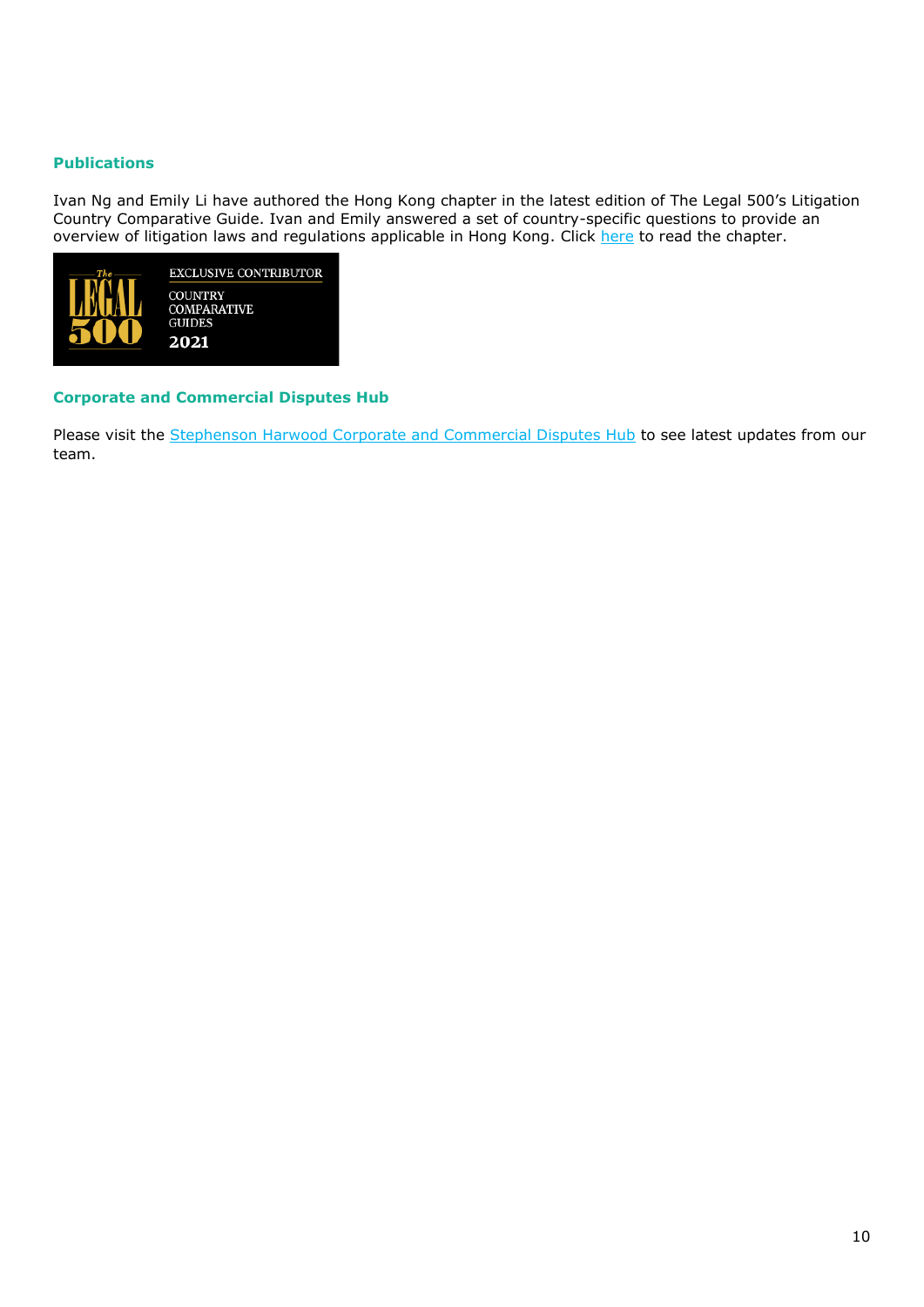## Publications

Ivan Ng and Emily Li have authored the Hong Kong chapter in the latest edition of The Legal 500's Litigation Country Comparative Guide. Ivan and Emily answered a set of country-specific questions to provide an overview of litigation laws and regulations applicable in Hong Kong. Click here to read the chapter.

## Corporate and Commercial Disputes Hub

Please visit the Stephenson Harwood Corporate and Commercial Disputes Hub to see latest updates from our team.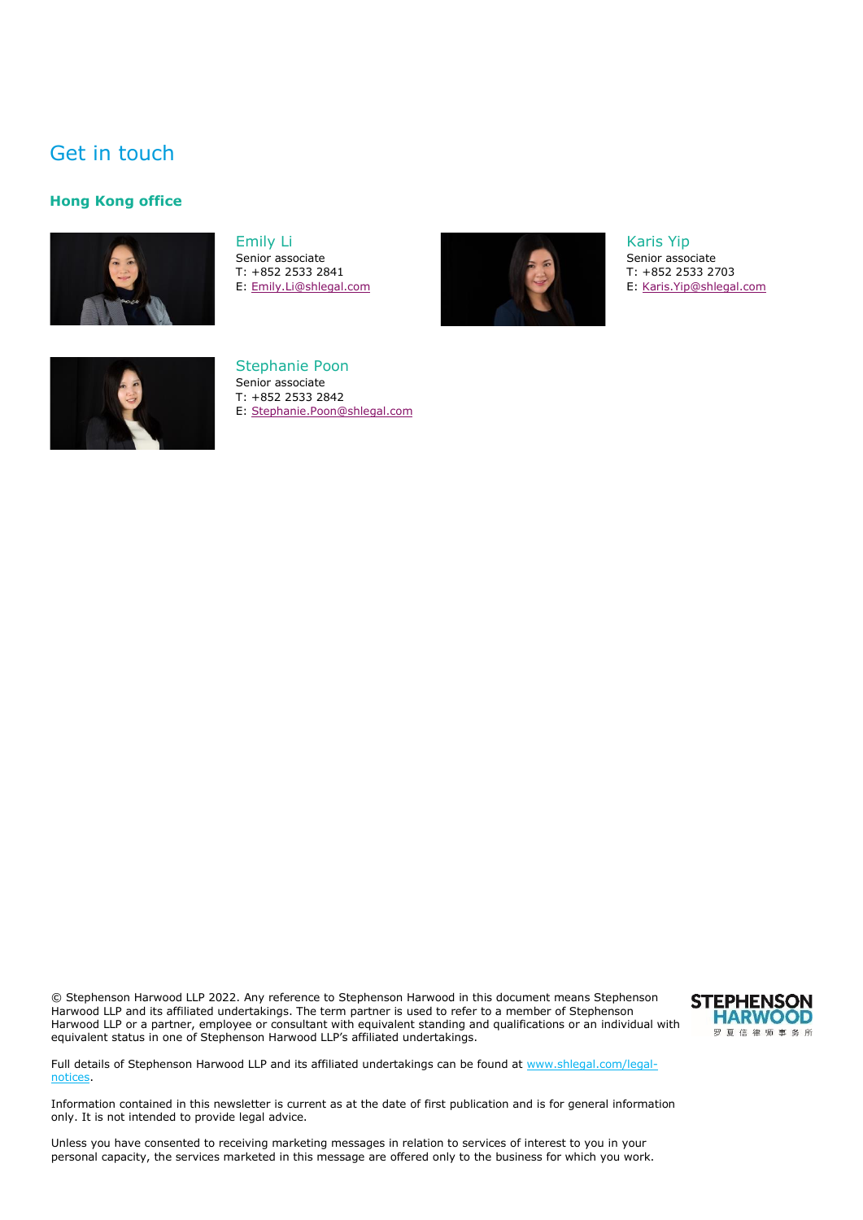## Get in touch

### Hong Kong office

**Emily Li**
Senior associate
T: +852 2533 2841
E: Emily.Li@shlegal.com

**Karis Yip**
Senior associate
T: +852 2533 2703
E: Karis.Yip@shlegal.com

**Stephanie Poon**
Senior associate
T: +852 2533 2842
E: Stephanie.Poon@shlegal.com

© Stephenson Harwood LLP 2022. Any reference to Stephenson Harwood in this document means Stephenson Harwood LLP and its affiliated undertakings. The term partner is used to refer to a member of Stephenson Harwood LLP or a partner, employee or consultant with equivalent standing and qualifications or an individual with equivalent status in one of Stephenson Harwood LLP's affiliated undertakings.

Full details of Stephenson Harwood LLP and its affiliated undertakings can be found at www.shlegal.com/legal-notices.

Information contained in this newsletter is current as at the date of first publication and is for general information only. It is not intended to provide legal advice.

Unless you have consented to receiving marketing messages in relation to services of interest to you in your personal capacity, the services marketed in this message are offered only to the business for which you work.

STEPHENSON HARWOOD
罗夏信律师事务所